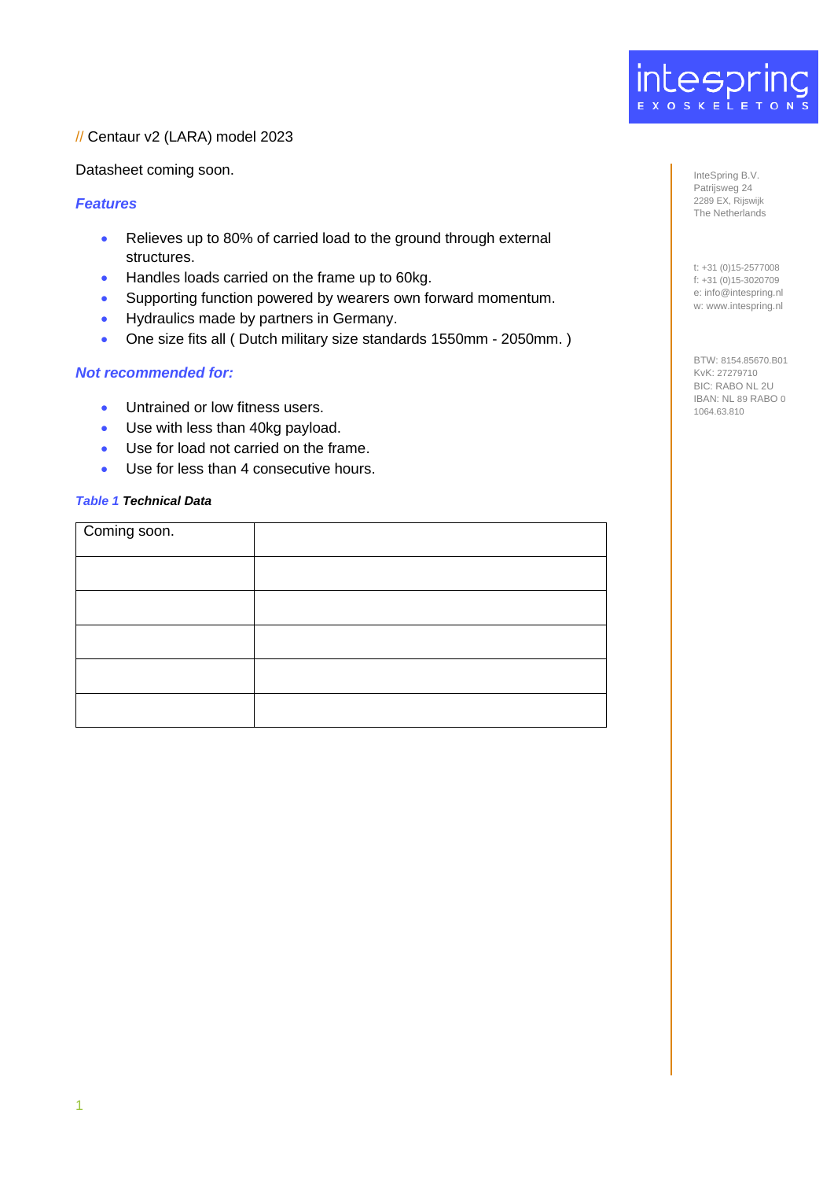intespring
EXOSKELETONS

// Centaur v2 (LARA) model 2023

Datasheet coming soon.

### *Features*

- Relieves up to 80% of carried load to the ground through external structures.
- Handles loads carried on the frame up to 60kg.
- Supporting function powered by wearers own forward momentum.
- Hydraulics made by partners in Germany.
- One size fits all ( Dutch military size standards 1550mm - 2050mm. )

### *Not recommended for:*

- Untrained or low fitness users.
- Use with less than 40kg payload.
- Use for load not carried on the frame.
- Use for less than 4 consecutive hours.

***Table 1 Technical Data***

| Coming soon. | |
|---|---|
| | |
| | |
| | |
| | |
| | |

InteSpring B.V.
Patrijsweg 24
2289 EX, Rijswijk
The Netherlands

t: +31 (0)15-2577008
f: +31 (0)15-3020709
e: info@intespring.nl
w: www.intespring.nl

BTW: 8154.85670.B01
KvK: 27279710
BIC: RABO NL 2U
IBAN: NL 89 RABO 0 1064.63.810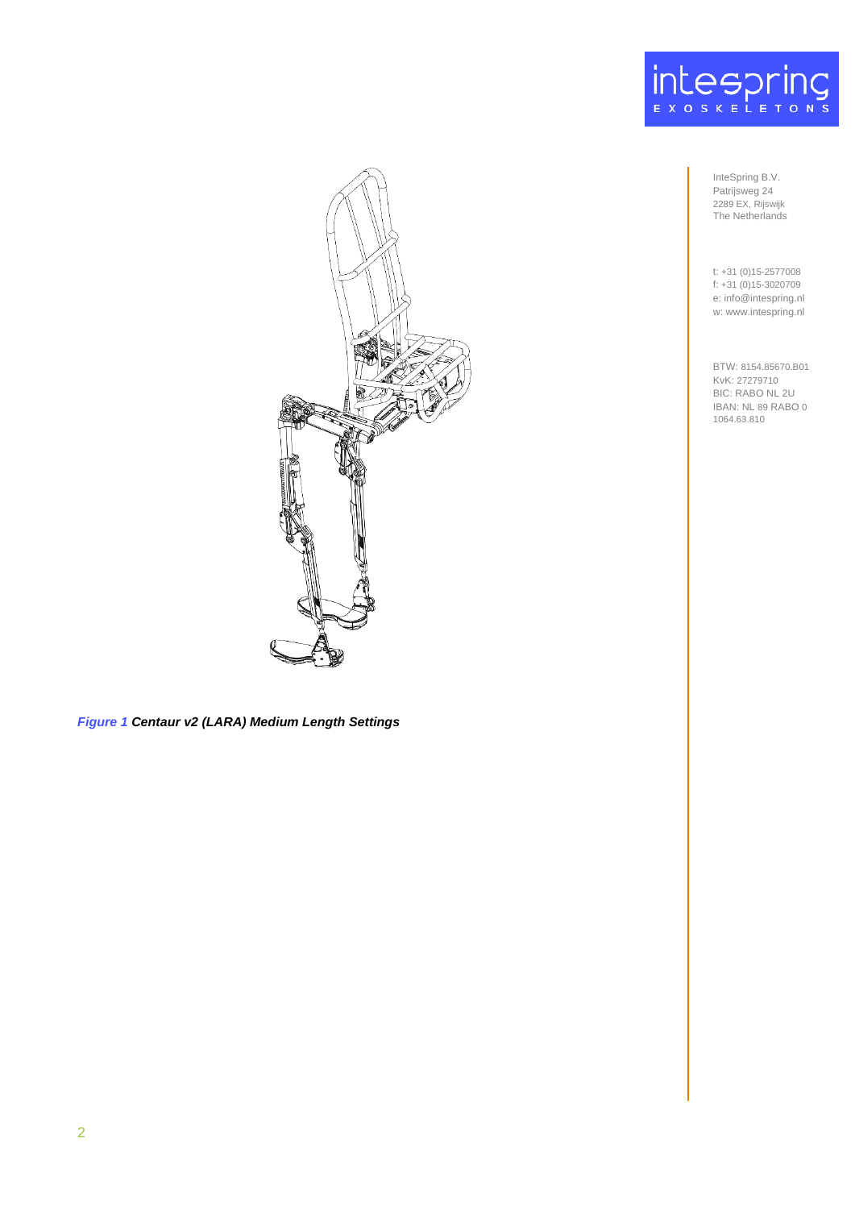InteSpring B.V.
Patrijsweg 24
2289 EX, Rijswijk
The Netherlands

t: +31 (0)15-2577008
f: +31 (0)15-3020709
e: info@intespring.nl
w: www.intespring.nl

BTW: 8154.85670.B01
KvK: 27279710
BIC: RABO NL 2U
IBAN: NL 89 RABO 0 1064.63.810

***Figure 1*** ***Centaur v2 (LARA) Medium Length Settings***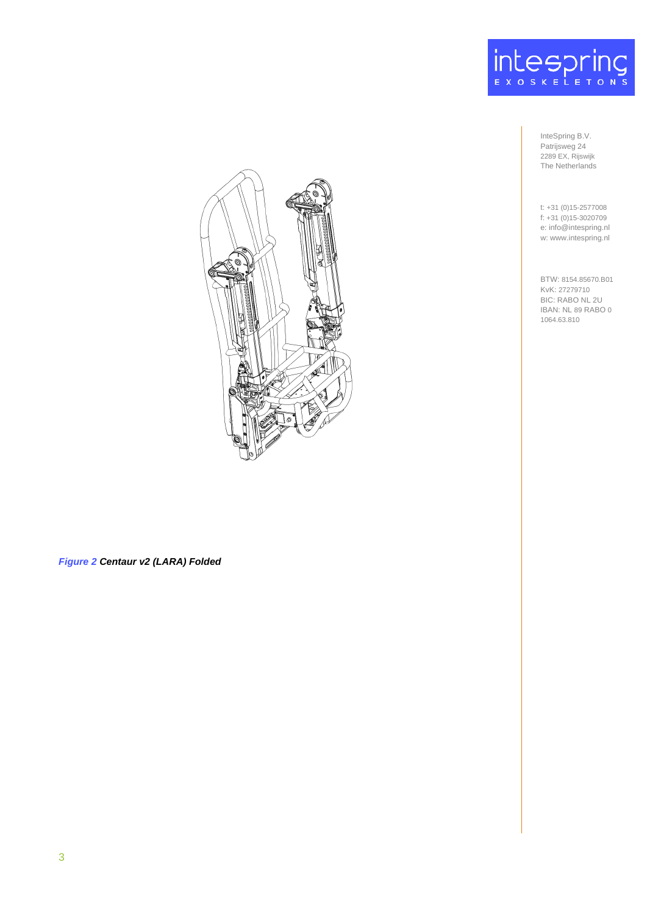InteSpring B.V.
Patrijsweg 24
2289 EX, Rijswijk
The Netherlands

t: +31 (0)15-2577008
f: +31 (0)15-3020709
e: info@intespring.nl
w: www.intespring.nl

BTW: 8154.85670.B01
KvK: 27279710
BIC: RABO NL 2U
IBAN: NL 89 RABO 0 1064.63.810

***Figure 2* Centaur v2 (LARA) Folded**